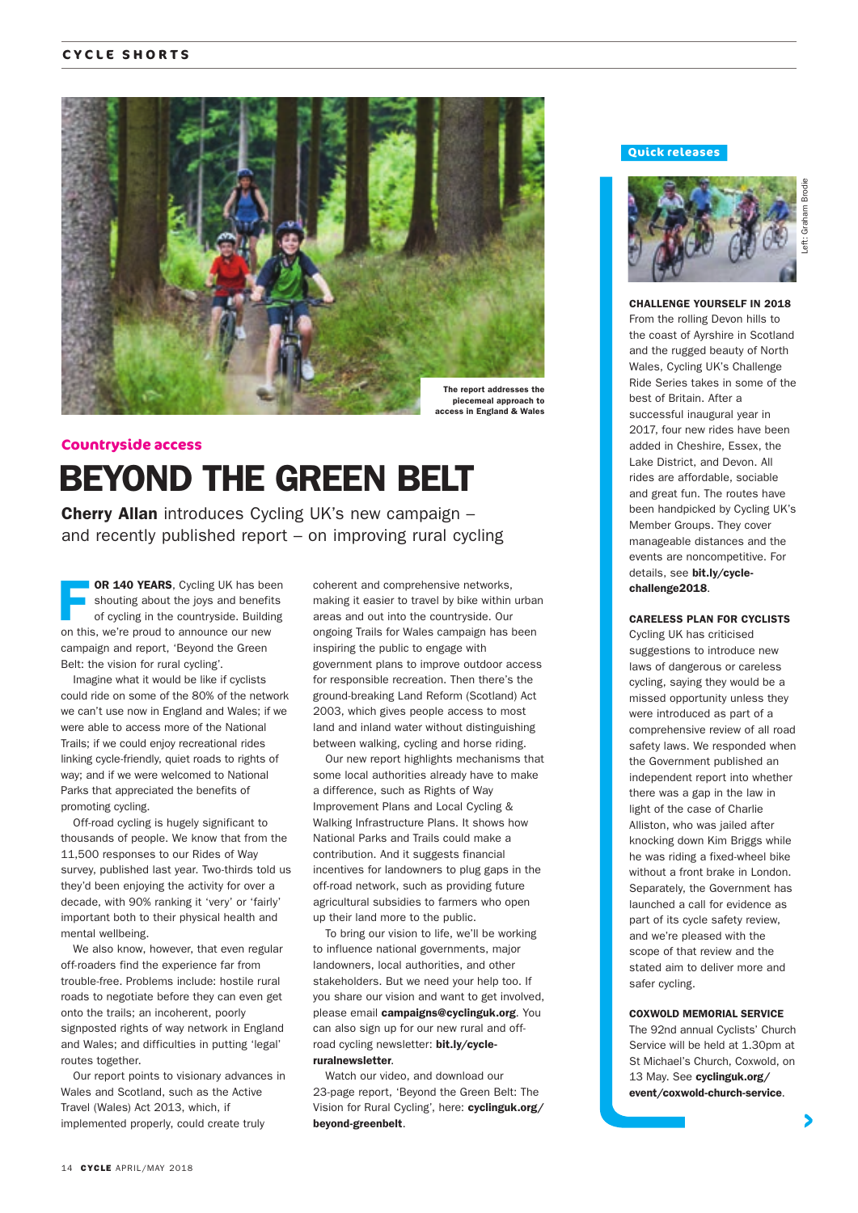The report addresses the piecemeal approach to access in England & Wales

Countryside access

# BEYOND THE GREEN BELT

**Cherry Allan** introduces Cycling UK's new campaign – and recently published report – on improving rural cycling

**FOR 140 YEARS**, Cycling UK has been shouting about the joys and benefits of cycling in the countryside. Building on this, we're proud to announce our new campaign and report, 'Beyond the Green Belt: the vision for rural cycling'.

Imagine what it would be like if cyclists could ride on some of the 80% of the network we can't use now in England and Wales; if we were able to access more of the National Trails; if we could enjoy recreational rides linking cycle-friendly, quiet roads to rights of way; and if we were welcomed to National Parks that appreciated the benefits of promoting cycling.

Off-road cycling is hugely significant to thousands of people. We know that from the 11,500 responses to our Rides of Way survey, published last year. Two-thirds told us they'd been enjoying the activity for over a decade, with 90% ranking it 'very' or 'fairly' important both to their physical health and mental wellbeing.

We also know, however, that even regular off-roaders find the experience far from trouble-free. Problems include: hostile rural roads to negotiate before they can even get onto the trails; an incoherent, poorly signposted rights of way network in England and Wales; and difficulties in putting 'legal' routes together.

Our report points to visionary advances in Wales and Scotland, such as the Active Travel (Wales) Act 2013, which, if implemented properly, could create truly coherent and comprehensive networks, making it easier to travel by bike within urban areas and out into the countryside. Our ongoing Trails for Wales campaign has been inspiring the public to engage with government plans to improve outdoor access for responsible recreation. Then there's the ground-breaking Land Reform (Scotland) Act 2003, which gives people access to most land and inland water without distinguishing between walking, cycling and horse riding.

Our new report highlights mechanisms that some local authorities already have to make a difference, such as Rights of Way Improvement Plans and Local Cycling & Walking Infrastructure Plans. It shows how National Parks and Trails could make a contribution. And it suggests financial incentives for landowners to plug gaps in the off-road network, such as providing future agricultural subsidies to farmers who open up their land more to the public.

To bring our vision to life, we'll be working to influence national governments, major landowners, local authorities, and other stakeholders. But we need your help too. If you share our vision and want to get involved, please email **campaigns@cyclinguk.org**. You can also sign up for our new rural and off-road cycling newsletter: **bit.ly/cycle-ruralnewsletter**.

Watch our video, and download our 23-page report, 'Beyond the Green Belt: The Vision for Rural Cycling', here: **cyclinguk.org/beyond-greenbelt**.

## Quick releases

Left: Graham Brodie

**CHALLENGE YOURSELF IN 2018**
From the rolling Devon hills to the coast of Ayrshire in Scotland and the rugged beauty of North Wales, Cycling UK's Challenge Ride Series takes in some of the best of Britain. After a successful inaugural year in 2017, four new rides have been added in Cheshire, Essex, the Lake District, and Devon. All rides are affordable, sociable and great fun. The routes have been handpicked by Cycling UK's Member Groups. They cover manageable distances and the events are noncompetitive. For details, see **bit.ly/cycle-challenge2018**.

**CARELESS PLAN FOR CYCLISTS**
Cycling UK has criticised suggestions to introduce new laws of dangerous or careless cycling, saying they would be a missed opportunity unless they were introduced as part of a comprehensive review of all road safety laws. We responded when the Government published an independent report into whether there was a gap in the law in light of the case of Charlie Alliston, who was jailed after knocking down Kim Briggs while he was riding a fixed-wheel bike without a front brake in London. Separately, the Government has launched a call for evidence as part of its cycle safety review, and we're pleased with the scope of that review and the stated aim to deliver more and safer cycling.

**COXWOLD MEMORIAL SERVICE**
The 92nd annual Cyclists' Church Service will be held at 1.30pm at St Michael's Church, Coxwold, on 13 May. See **cyclinguk.org/event/coxwold-church-service**.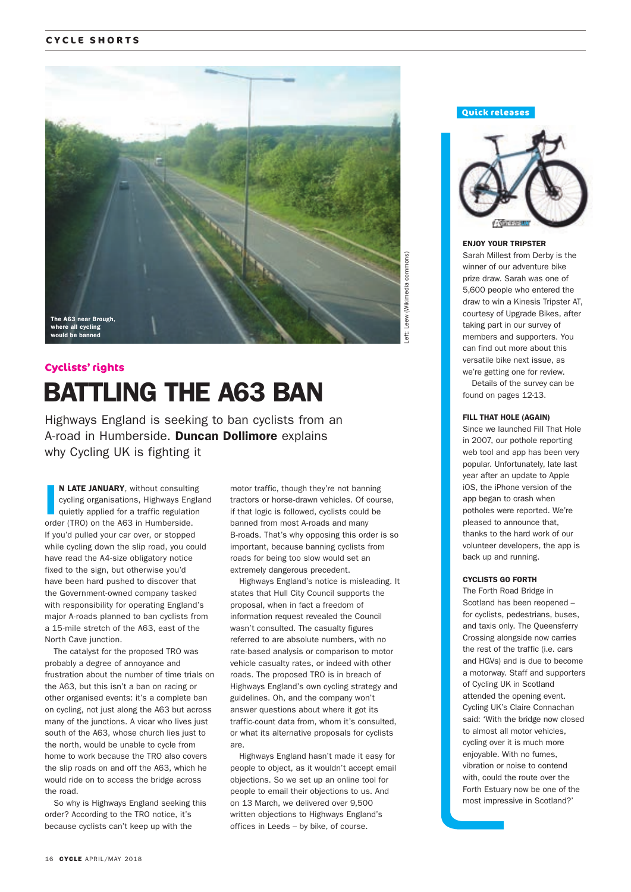The A63 near Brough, where all cycling would be banned

Left: Leew (Wikimedia commons)

Cyclists' rights

# BATTLING THE A63 BAN

Highways England is seeking to ban cyclists from an A-road in Humberside. **Duncan Dollimore** explains why Cycling UK is fighting it

**IN LATE JANUARY**, without consulting cycling organisations, Highways England quietly applied for a traffic regulation order (TRO) on the A63 in Humberside. If you'd pulled your car over, or stopped while cycling down the slip road, you could have read the A4-size obligatory notice fixed to the sign, but otherwise you'd have been hard pushed to discover that the Government-owned company tasked with responsibility for operating England's major A-roads planned to ban cyclists from a 15-mile stretch of the A63, east of the North Cave junction.

The catalyst for the proposed TRO was probably a degree of annoyance and frustration about the number of time trials on the A63, but this isn't a ban on racing or other organised events: it's a complete ban on cycling, not just along the A63 but across many of the junctions. A vicar who lives just south of the A63, whose church lies just to the north, would be unable to cycle from home to work because the TRO also covers the slip roads on and off the A63, which he would ride on to access the bridge across the road.

So why is Highways England seeking this order? According to the TRO notice, it's because cyclists can't keep up with the motor traffic, though they're not banning tractors or horse-drawn vehicles. Of course, if that logic is followed, cyclists could be banned from most A-roads and many B-roads. That's why opposing this order is so important, because banning cyclists from roads for being too slow would set an extremely dangerous precedent.

Highways England's notice is misleading. It states that Hull City Council supports the proposal, when in fact a freedom of information request revealed the Council wasn't consulted. The casualty figures referred to are absolute numbers, with no rate-based analysis or comparison to motor vehicle casualty rates, or indeed with other roads. The proposed TRO is in breach of Highways England's own cycling strategy and guidelines. Oh, and the company won't answer questions about where it got its traffic-count data from, whom it's consulted, or what its alternative proposals for cyclists are.

Highways England hasn't made it easy for people to object, as it wouldn't accept email objections. So we set up an online tool for people to email their objections to us. And on 13 March, we delivered over 9,500 written objections to Highways England's offices in Leeds – by bike, of course.

## Quick releases

### ENJOY YOUR TRIPSTER

Sarah Millest from Derby is the winner of our adventure bike prize draw. Sarah was one of 5,600 people who entered the draw to win a Kinesis Tripster AT, courtesy of Upgrade Bikes, after taking part in our survey of members and supporters. You can find out more about this versatile bike next issue, as we're getting one for review.

Details of the survey can be found on pages 12-13.

### FILL THAT HOLE (AGAIN)

Since we launched Fill That Hole in 2007, our pothole reporting web tool and app has been very popular. Unfortunately, late last year after an update to Apple iOS, the iPhone version of the app began to crash when potholes were reported. We're pleased to announce that, thanks to the hard work of our volunteer developers, the app is back up and running.

### CYCLISTS GO FORTH

The Forth Road Bridge in Scotland has been reopened – for cyclists, pedestrians, buses, and taxis only. The Queensferry Crossing alongside now carries the rest of the traffic (i.e. cars and HGVs) and is due to become a motorway. Staff and supporters of Cycling UK in Scotland attended the opening event. Cycling UK's Claire Connachan said: 'With the bridge now closed to almost all motor vehicles, cycling over it is much more enjoyable. With no fumes, vibration or noise to contend with, could the route over the Forth Estuary now be one of the most impressive in Scotland?'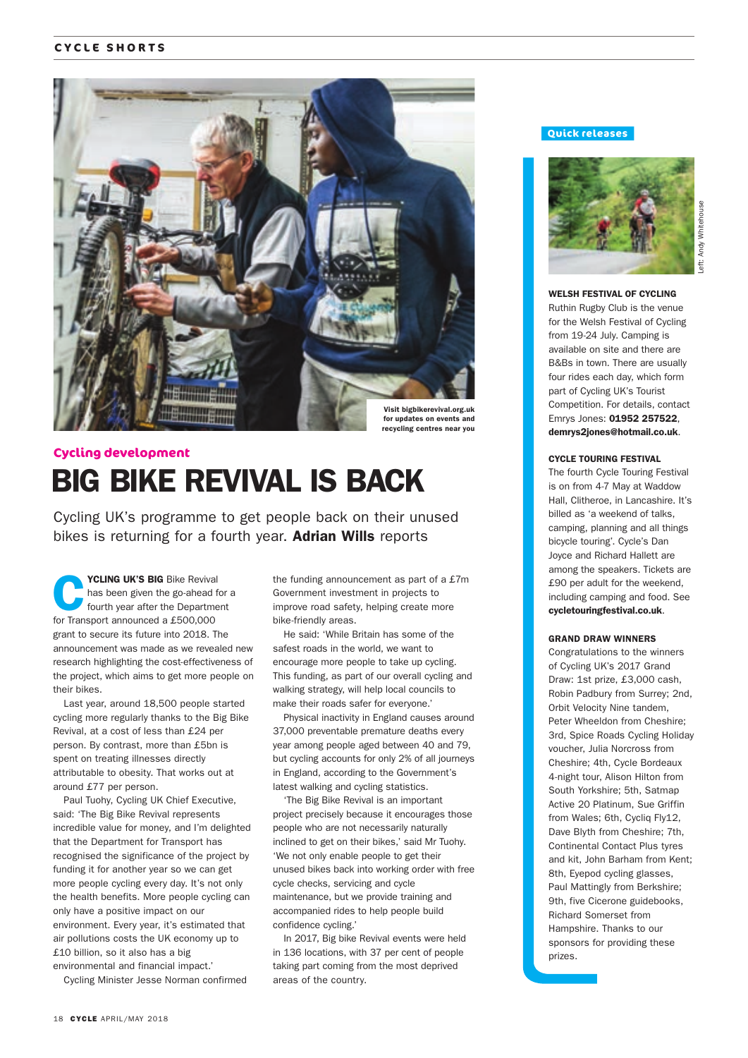Visit bigbikerevival.org.uk for updates on events and recycling centres near you

**Cycling development**

# BIG BIKE REVIVAL IS BACK

Cycling UK's programme to get people back on their unused bikes is returning for a fourth year. **Adrian Wills** reports

**CYCLING UK'S BIG** Bike Revival has been given the go-ahead for a fourth year after the Department for Transport announced a £500,000 grant to secure its future into 2018. The announcement was made as we revealed new research highlighting the cost-effectiveness of the project, which aims to get more people on their bikes.

Last year, around 18,500 people started cycling more regularly thanks to the Big Bike Revival, at a cost of less than £24 per person. By contrast, more than £5bn is spent on treating illnesses directly attributable to obesity. That works out at around £77 per person.

Paul Tuohy, Cycling UK Chief Executive, said: 'The Big Bike Revival represents incredible value for money, and I'm delighted that the Department for Transport has recognised the significance of the project by funding it for another year so we can get more people cycling every day. It's not only the health benefits. More people cycling can only have a positive impact on our environment. Every year, it's estimated that air pollutions costs the UK economy up to £10 billion, so it also has a big environmental and financial impact.'

Cycling Minister Jesse Norman confirmed the funding announcement as part of a £7m Government investment in projects to improve road safety, helping create more bike-friendly areas.

He said: 'While Britain has some of the safest roads in the world, we want to encourage more people to take up cycling. This funding, as part of our overall cycling and walking strategy, will help local councils to make their roads safer for everyone.'

Physical inactivity in England causes around 37,000 preventable premature deaths every year among people aged between 40 and 79, but cycling accounts for only 2% of all journeys in England, according to the Government's latest walking and cycling statistics.

'The Big Bike Revival is an important project precisely because it encourages those people who are not necessarily naturally inclined to get on their bikes,' said Mr Tuohy. 'We not only enable people to get their unused bikes back into working order with free cycle checks, servicing and cycle maintenance, but we provide training and accompanied rides to help people build confidence cycling.'

In 2017, Big bike Revival events were held in 136 locations, with 37 per cent of people taking part coming from the most deprived areas of the country.

## Quick releases

Left: Andy Whitehouse

### WELSH FESTIVAL OF CYCLING

Ruthin Rugby Club is the venue for the Welsh Festival of Cycling from 19-24 July. Camping is available on site and there are B&Bs in town. There are usually four rides each day, which form part of Cycling UK's Tourist Competition. For details, contact Emrys Jones: **01952 257522**, **demrys2jones@hotmail.co.uk**.

### CYCLE TOURING FESTIVAL

The fourth Cycle Touring Festival is on from 4-7 May at Waddow Hall, Clitheroe, in Lancashire. It's billed as 'a weekend of talks, camping, planning and all things bicycle touring'. Cycle's Dan Joyce and Richard Hallett are among the speakers. Tickets are £90 per adult for the weekend, including camping and food. See **cycletouringfestival.co.uk**.

### GRAND DRAW WINNERS

Congratulations to the winners of Cycling UK's 2017 Grand Draw: 1st prize, £3,000 cash, Robin Padbury from Surrey; 2nd, Orbit Velocity Nine tandem, Peter Wheeldon from Cheshire; 3rd, Spice Roads Cycling Holiday voucher, Julia Norcross from Cheshire; 4th, Cycle Bordeaux 4-night tour, Alison Hilton from South Yorkshire; 5th, Satmap Active 20 Platinum, Sue Griffin from Wales; 6th, Cycliq Fly12, Dave Blyth from Cheshire; 7th, Continental Contact Plus tyres and kit, John Barham from Kent; 8th, Eyepod cycling glasses, Paul Mattingly from Berkshire; 9th, five Cicerone guidebooks, Richard Somerset from Hampshire. Thanks to our sponsors for providing these prizes.